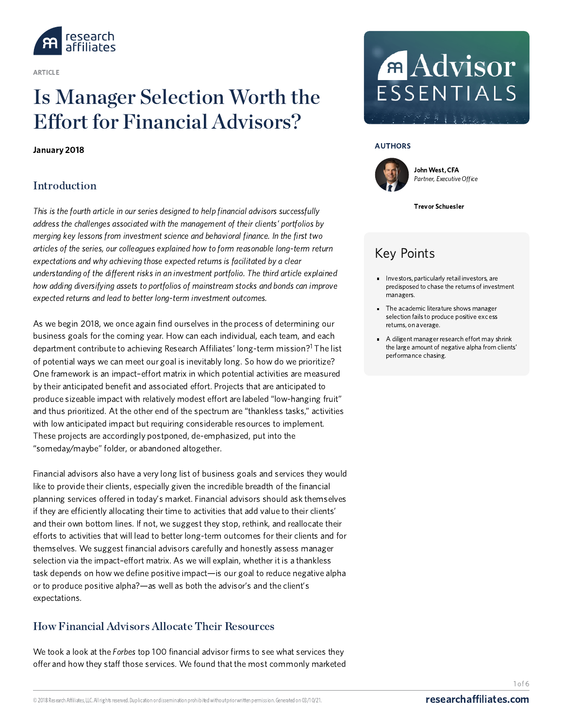ARTICLE

# Is Manager Selection Worth the Effort for Financial Advisors?

**January 2018**

**AUTHORS**

**John West, CFA**
*Partner, Executive Office*

**Trevor Schuesler**

## Key Points

- Investors, particularly retail investors, are predisposed to chase the returns of investment managers.
- The academic literature shows manager selection fails to produce positive excess returns, on average.
- A diligent manager research effort may shrink the large amount of negative alpha from clients' performance chasing.

## Introduction

*This is the fourth article in our series designed to help financial advisors successfully address the challenges associated with the management of their clients' portfolios by merging key lessons from investment science and behavioral finance. In the first two articles of the series, our colleagues explained how to form reasonable long-term return expectations and why achieving those expected returns is facilitated by a clear understanding of the different risks in an investment portfolio. The third article explained how adding diversifying assets to portfolios of mainstream stocks and bonds can improve expected returns and lead to better long-term investment outcomes.*

As we begin 2018, we once again find ourselves in the process of determining our business goals for the coming year. How can each individual, each team, and each department contribute to achieving Research Affiliates' long-term mission?[1] The list of potential ways we can meet our goal is inevitably long. So how do we prioritize? One framework is an impact–effort matrix in which potential activities are measured by their anticipated benefit and associated effort. Projects that are anticipated to produce sizeable impact with relatively modest effort are labeled "low-hanging fruit" and thus prioritized. At the other end of the spectrum are "thankless tasks," activities with low anticipated impact but requiring considerable resources to implement. These projects are accordingly postponed, de-emphasized, put into the "someday/maybe" folder, or abandoned altogether.

Financial advisors also have a very long list of business goals and services they would like to provide their clients, especially given the incredible breadth of the financial planning services offered in today's market. Financial advisors should ask themselves if they are efficiently allocating their time to activities that add value to their clients' and their own bottom lines. If not, we suggest they stop, rethink, and reallocate their efforts to activities that will lead to better long-term outcomes for their clients and for themselves. We suggest financial advisors carefully and honestly assess manager selection via the impact–effort matrix. As we will explain, whether it is a thankless task depends on how we define positive impact—is our goal to reduce negative alpha or to produce positive alpha?—as well as both the advisor's and the client's expectations.

## How Financial Advisors Allocate Their Resources

We took a look at the *Forbes* top 100 financial advisor firms to see what services they offer and how they staff those services. We found that the most commonly marketed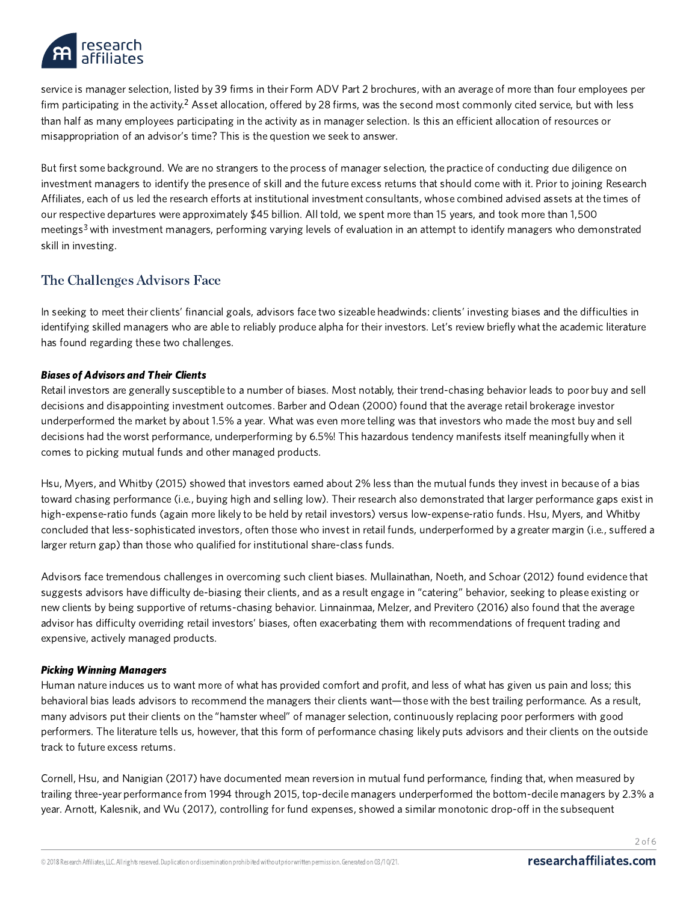service is manager selection, listed by 39 firms in their Form ADV Part 2 brochures, with an average of more than four employees per firm participating in the activity.[2] Asset allocation, offered by 28 firms, was the second most commonly cited service, but with less than half as many employees participating in the activity as in manager selection. Is this an efficient allocation of resources or misappropriation of an advisor's time? This is the question we seek to answer.

But first some background. We are no strangers to the process of manager selection, the practice of conducting due diligence on investment managers to identify the presence of skill and the future excess returns that should come with it. Prior to joining Research Affiliates, each of us led the research efforts at institutional investment consultants, whose combined advised assets at the times of our respective departures were approximately $45 billion. All told, we spent more than 15 years, and took more than 1,500 meetings[3] with investment managers, performing varying levels of evaluation in an attempt to identify managers who demonstrated skill in investing.

## The Challenges Advisors Face

In seeking to meet their clients' financial goals, advisors face two sizeable headwinds: clients' investing biases and the difficulties in identifying skilled managers who are able to reliably produce alpha for their investors. Let's review briefly what the academic literature has found regarding these two challenges.

### ***Biases of Advisors and Their Clients***

Retail investors are generally susceptible to a number of biases. Most notably, their trend-chasing behavior leads to poor buy and sell decisions and disappointing investment outcomes. Barber and Odean (2000) found that the average retail brokerage investor underperformed the market by about 1.5% a year. What was even more telling was that investors who made the most buy and sell decisions had the worst performance, underperforming by 6.5%! This hazardous tendency manifests itself meaningfully when it comes to picking mutual funds and other managed products.

Hsu, Myers, and Whitby (2015) showed that investors earned about 2% less than the mutual funds they invest in because of a bias toward chasing performance (i.e., buying high and selling low). Their research also demonstrated that larger performance gaps exist in high-expense-ratio funds (again more likely to be held by retail investors) versus low-expense-ratio funds. Hsu, Myers, and Whitby concluded that less-sophisticated investors, often those who invest in retail funds, underperformed by a greater margin (i.e., suffered a larger return gap) than those who qualified for institutional share-class funds.

Advisors face tremendous challenges in overcoming such client biases. Mullainathan, Noeth, and Schoar (2012) found evidence that suggests advisors have difficulty de-biasing their clients, and as a result engage in "catering" behavior, seeking to please existing or new clients by being supportive of returns-chasing behavior. Linnainmaa, Melzer, and Previtero (2016) also found that the average advisor has difficulty overriding retail investors' biases, often exacerbating them with recommendations of frequent trading and expensive, actively managed products.

### ***Picking Winning Managers***

Human nature induces us to want more of what has provided comfort and profit, and less of what has given us pain and loss; this behavioral bias leads advisors to recommend the managers their clients want—those with the best trailing performance. As a result, many advisors put their clients on the "hamster wheel" of manager selection, continuously replacing poor performers with good performers. The literature tells us, however, that this form of performance chasing likely puts advisors and their clients on the outside track to future excess returns.

Cornell, Hsu, and Nanigian (2017) have documented mean reversion in mutual fund performance, finding that, when measured by trailing three-year performance from 1994 through 2015, top-decile managers underperformed the bottom-decile managers by 2.3% a year. Arnott, Kalesnik, and Wu (2017), controlling for fund expenses, showed a similar monotonic drop-off in the subsequent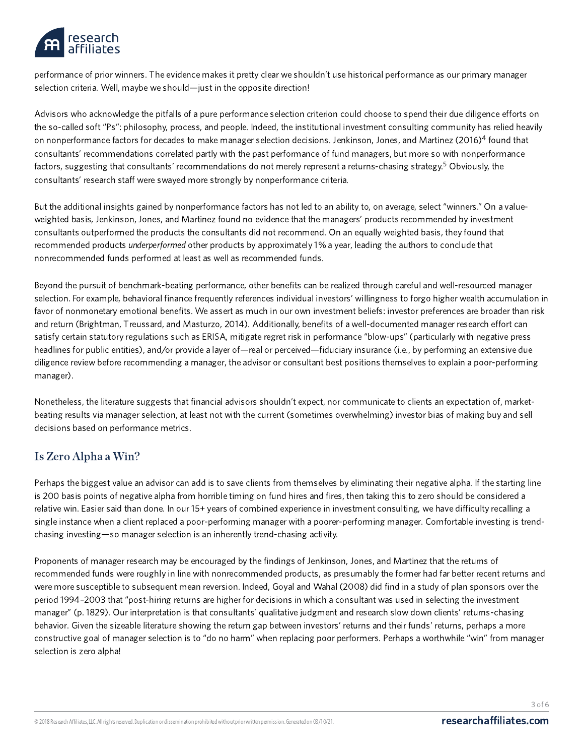performance of prior winners. The evidence makes it pretty clear we shouldn't use historical performance as our primary manager selection criteria. Well, maybe we should—just in the opposite direction!

Advisors who acknowledge the pitfalls of a pure performance selection criterion could choose to spend their due diligence efforts on the so-called soft "Ps": philosophy, process, and people. Indeed, the institutional investment consulting community has relied heavily on nonperformance factors for decades to make manager selection decisions. Jenkinson, Jones, and Martinez (2016)[4] found that consultants' recommendations correlated partly with the past performance of fund managers, but more so with nonperformance factors, suggesting that consultants' recommendations do not merely represent a returns-chasing strategy.[5] Obviously, the consultants' research staff were swayed more strongly by nonperformance criteria.

But the additional insights gained by nonperformance factors has not led to an ability to, on average, select "winners." On a value-weighted basis, Jenkinson, Jones, and Martinez found no evidence that the managers' products recommended by investment consultants outperformed the products the consultants did not recommend. On an equally weighted basis, they found that recommended products *underperformed* other products by approximately 1% a year, leading the authors to conclude that nonrecommended funds performed at least as well as recommended funds.

Beyond the pursuit of benchmark-beating performance, other benefits can be realized through careful and well-resourced manager selection. For example, behavioral finance frequently references individual investors' willingness to forgo higher wealth accumulation in favor of nonmonetary emotional benefits. We assert as much in our own investment beliefs: investor preferences are broader than risk and return (Brightman, Treussard, and Masturzo, 2014). Additionally, benefits of a well-documented manager research effort can satisfy certain statutory regulations such as ERISA, mitigate regret risk in performance "blow-ups" (particularly with negative press headlines for public entities), and/or provide a layer of—real or perceived—fiduciary insurance (i.e., by performing an extensive due diligence review before recommending a manager, the advisor or consultant best positions themselves to explain a poor-performing manager).

Nonetheless, the literature suggests that financial advisors shouldn't expect, nor communicate to clients an expectation of, market-beating results via manager selection, at least not with the current (sometimes overwhelming) investor bias of making buy and sell decisions based on performance metrics.

## Is Zero Alpha a Win?

Perhaps the biggest value an advisor can add is to save clients from themselves by eliminating their negative alpha. If the starting line is 200 basis points of negative alpha from horrible timing on fund hires and fires, then taking this to zero should be considered a relative win. Easier said than done. In our 15+ years of combined experience in investment consulting, we have difficulty recalling a single instance when a client replaced a poor-performing manager with a poorer-performing manager. Comfortable investing is trend-chasing investing—so manager selection is an inherently trend-chasing activity.

Proponents of manager research may be encouraged by the findings of Jenkinson, Jones, and Martinez that the returns of recommended funds were roughly in line with nonrecommended products, as presumably the former had far better recent returns and were more susceptible to subsequent mean reversion. Indeed, Goyal and Wahal (2008) did find in a study of plan sponsors over the period 1994–2003 that "post-hiring returns are higher for decisions in which a consultant was used in selecting the investment manager" (p. 1829). Our interpretation is that consultants' qualitative judgment and research slow down clients' returns-chasing behavior. Given the sizeable literature showing the return gap between investors' returns and their funds' returns, perhaps a more constructive goal of manager selection is to "do no harm" when replacing poor performers. Perhaps a worthwhile "win" from manager selection is zero alpha!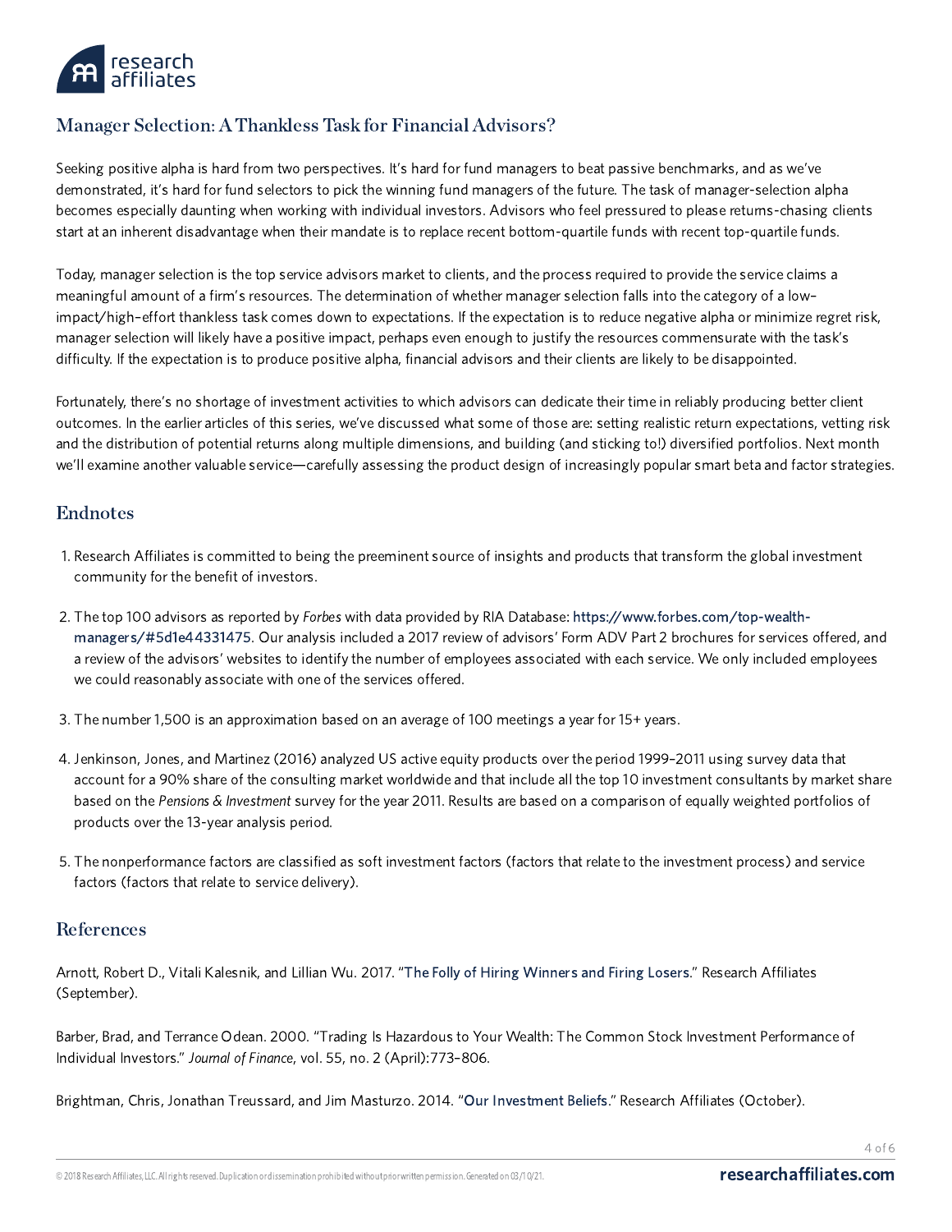## Manager Selection: A Thankless Task for Financial Advisors?

Seeking positive alpha is hard from two perspectives. It's hard for fund managers to beat passive benchmarks, and as we've demonstrated, it's hard for fund selectors to pick the winning fund managers of the future. The task of manager-selection alpha becomes especially daunting when working with individual investors. Advisors who feel pressured to please returns-chasing clients start at an inherent disadvantage when their mandate is to replace recent bottom-quartile funds with recent top-quartile funds.

Today, manager selection is the top service advisors market to clients, and the process required to provide the service claims a meaningful amount of a firm's resources. The determination of whether manager selection falls into the category of a low–impact/high–effort thankless task comes down to expectations. If the expectation is to reduce negative alpha or minimize regret risk, manager selection will likely have a positive impact, perhaps even enough to justify the resources commensurate with the task's difficulty. If the expectation is to produce positive alpha, financial advisors and their clients are likely to be disappointed.

Fortunately, there's no shortage of investment activities to which advisors can dedicate their time in reliably producing better client outcomes. In the earlier articles of this series, we've discussed what some of those are: setting realistic return expectations, vetting risk and the distribution of potential returns along multiple dimensions, and building (and sticking to!) diversified portfolios. Next month we'll examine another valuable service—carefully assessing the product design of increasingly popular smart beta and factor strategies.

## Endnotes

1. Research Affiliates is committed to being the preeminent source of insights and products that transform the global investment community for the benefit of investors.

2. The top 100 advisors as reported by *Forbes* with data provided by RIA Database: https://www.forbes.com/top-wealth-managers/#5d1e44331475. Our analysis included a 2017 review of advisors' Form ADV Part 2 brochures for services offered, and a review of the advisors' websites to identify the number of employees associated with each service. We only included employees we could reasonably associate with one of the services offered.

3. The number 1,500 is an approximation based on an average of 100 meetings a year for 15+ years.

4. Jenkinson, Jones, and Martinez (2016) analyzed US active equity products over the period 1999–2011 using survey data that account for a 90% share of the consulting market worldwide and that include all the top 10 investment consultants by market share based on the *Pensions & Investment* survey for the year 2011. Results are based on a comparison of equally weighted portfolios of products over the 13-year analysis period.

5. The nonperformance factors are classified as soft investment factors (factors that relate to the investment process) and service factors (factors that relate to service delivery).

## References

Arnott, Robert D., Vitali Kalesnik, and Lillian Wu. 2017. "The Folly of Hiring Winners and Firing Losers." Research Affiliates (September).

Barber, Brad, and Terrance Odean. 2000. "Trading Is Hazardous to Your Wealth: The Common Stock Investment Performance of Individual Investors." *Journal of Finance*, vol. 55, no. 2 (April):773–806.

Brightman, Chris, Jonathan Treussard, and Jim Masturzo. 2014. "Our Investment Beliefs." Research Affiliates (October).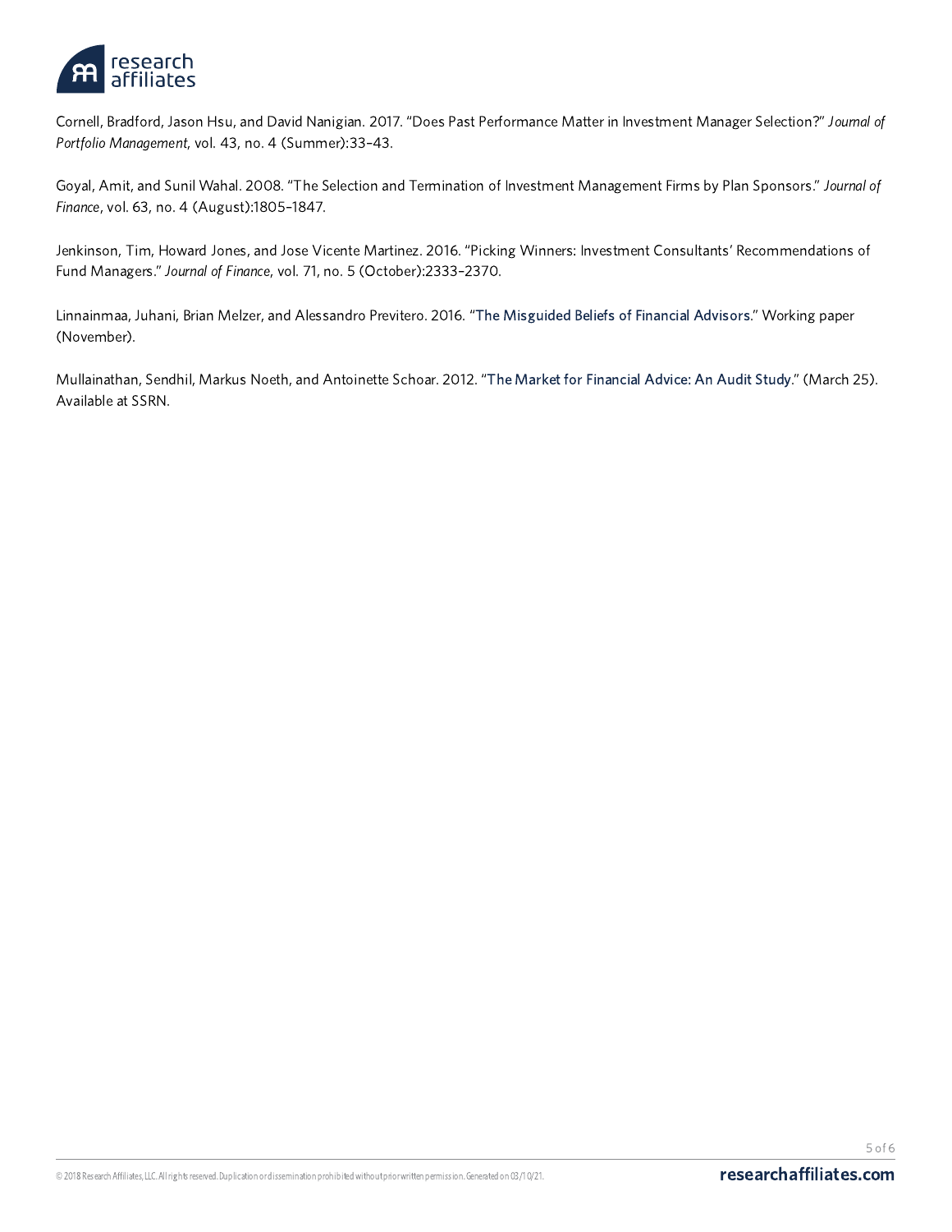Cornell, Bradford, Jason Hsu, and David Nanigian. 2017. "Does Past Performance Matter in Investment Manager Selection?" *Journal of Portfolio Management*, vol. 43, no. 4 (Summer):33–43.

Goyal, Amit, and Sunil Wahal. 2008. "The Selection and Termination of Investment Management Firms by Plan Sponsors." *Journal of Finance*, vol. 63, no. 4 (August):1805–1847.

Jenkinson, Tim, Howard Jones, and Jose Vicente Martinez. 2016. "Picking Winners: Investment Consultants' Recommendations of Fund Managers." *Journal of Finance*, vol. 71, no. 5 (October):2333–2370.

Linnainmaa, Juhani, Brian Melzer, and Alessandro Previtero. 2016. "The Misguided Beliefs of Financial Advisors." Working paper (November).

Mullainathan, Sendhil, Markus Noeth, and Antoinette Schoar. 2012. "The Market for Financial Advice: An Audit Study." (March 25). Available at SSRN.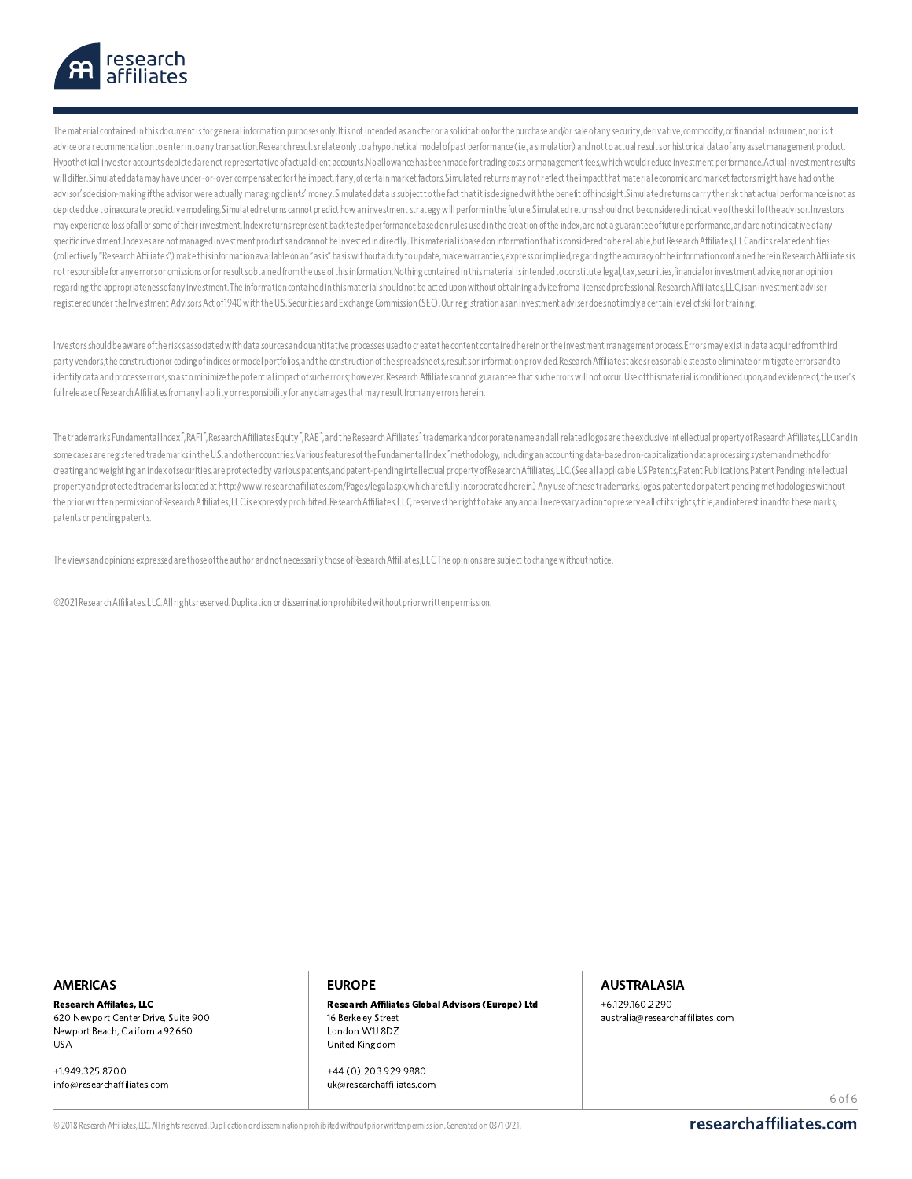The material contained in this document is for general information purposes only. It is not intended as an offer or a solicitation for the purchase and/or sale of any security, derivative, commodity, or financial instrument, nor is it advice or a recommendation to enter into any transaction. Research results relate only to a hypothetical model of past performance (i.e., a simulation) and not to actual results or historical data of any asset management product. Hypothetical investor accounts depicted are not representative of actual client accounts. No allowance has been made for trading costs or management fees, which would reduce investment performance. Actual investment results will differ. Simulated data may have under-or-over compensated for the impact, if any, of certain market factors. Simulated returns may not reflect the impact that material economic and market factors might have had on the advisor's decision-making if the advisor were actually managing clients' money. Simulated data is subject to the fact that it is designed with the benefit of hindsight. Simulated returns carry the risk that actual performance is not as depicted due to inaccurate predictive modeling. Simulated returns cannot predict how an investment strategy will perform in the future. Simulated returns should not be considered indicative of the skill of the advisor. Investors may experience loss of all or some of their investment. Index returns represent backtested performance based on rules used in the creation of the index, are not a guarantee of future performance, and are not indicative of any specific investment. Indexes are not managed investment products and cannot be invested in directly. This material is based on information that is considered to be reliable, but Research Affiliates, LLC and its related entities (collectively "Research Affiliates") make this information available on an "as is" basis without a duty to update, make warranties, express or implied, regarding the accuracy of the information contained herein. Research Affiliates is not responsible for any errors or omissions or for results obtained from the use of this information. Nothing contained in this material is intended to constitute legal, tax, securities, financial or investment advice, nor an opinion regarding the appropriateness of any investment. The information contained in this material should not be acted upon without obtaining advice from a licensed professional. Research Affiliates, LLC, is an investment adviser registered under the Investment Advisors Act of 1940 with the U.S. Securities and Exchange Commission (SEC). Our registration as an investment adviser does not imply a certain level of skill or training.

Investors should be aware of the risks associated with data sources and quantitative processes used to create the content contained herein or the investment management process. Errors may exist in data acquired from third party vendors, the construction or coding of indices or model portfolios, and the construction of the spreadsheets, results or information provided. Research Affiliates takes reasonable steps to eliminate or mitigate errors and to identify data and process errors, so as to minimize the potential impact of such errors; however, Research Affiliates cannot guarantee that such errors will not occur. Use of this material is conditioned upon, and evidence of, the user's full release of Research Affiliates from any liability or responsibility for any damages that may result from any errors herein.

The trademarks Fundamental Index™, RAFI™, Research Affiliates Equity™, RAE™, and the Research Affiliates™ trademark and corporate name and all related logos are the exclusive intellectual property of Research Affiliates, LLC and in some cases are registered trademarks in the U.S. and other countries. Various features of the Fundamental Index™ methodology, including an accounting data-based non-capitalization data processing system and method for creating and weighting an index of securities, are protected by various patents, and patent-pending intellectual property of Research Affiliates, LLC. (See all applicable US Patents, Patent Publications, Patent Pending intellectual property and protected trademarks located at http://www.researchaffiliates.com/Pages/legal.aspx, which are fully incorporated herein.) Any use of these trademarks, logos, patented or patent pending methodologies without the prior written permission of Research Affiliates, LLC, is expressly prohibited. Research Affiliates, LLC, reserves the right to take any and all necessary action to preserve all of its rights, title, and interest in and to these marks, patents or pending patents.

The views and opinions expressed are those of the author and not necessarily those of Research Affiliates, LLC. The opinions are subject to change without notice.

©2021 Research Affiliates, LLC. All rights reserved. Duplication or dissemination prohibited without prior written permission.

## AMERICAS

**Research Affiliates, LLC**
620 Newport Center Drive, Suite 900
Newport Beach, California 92660
USA

+1.949.325.8700
info@researchaffiliates.com

## EUROPE

**Research Affiliates Global Advisors (Europe) Ltd**
16 Berkeley Street
London W1J 8DZ
United Kingdom

+44 (0) 203 929 9880
uk@researchaffiliates.com

## AUSTRALASIA

+6.129.160.2290
australia@researchaffiliates.com